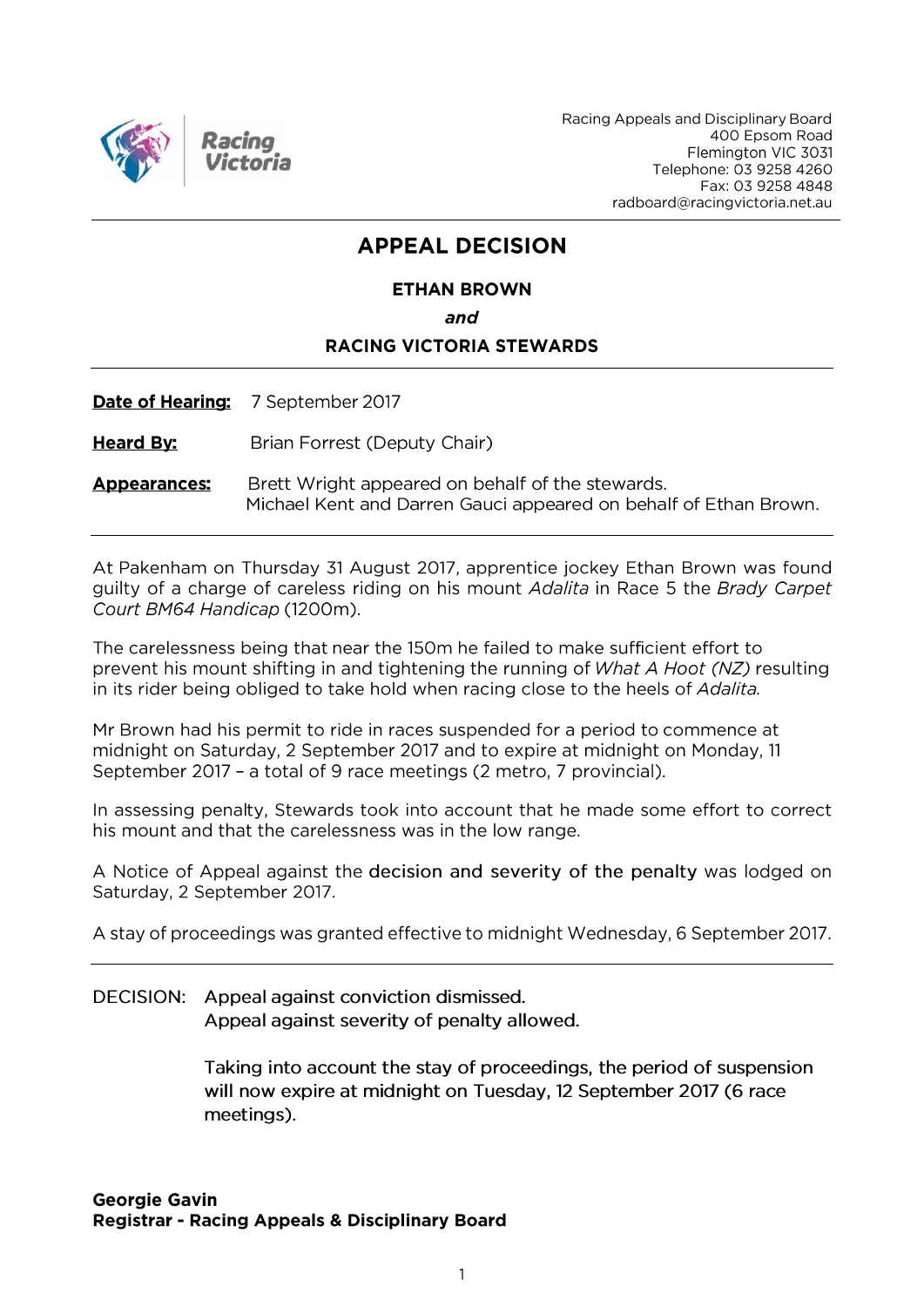Racing Victoria

Racing Appeals and Disciplinary Board
400 Epsom Road
Flemington VIC 3031
Telephone: 03 9258 4260
Fax: 03 9258 4848
radboard@racingvictoria.net.au

# APPEAL DECISION

**ETHAN BROWN**

***and***

**RACING VICTORIA STEWARDS**

---

**Date of Hearing:** 7 September 2017

**Heard By:** Brian Forrest (Deputy Chair)

**Appearances:** Brett Wright appeared on behalf of the stewards.
Michael Kent and Darren Gauci appeared on behalf of Ethan Brown.

---

At Pakenham on Thursday 31 August 2017, apprentice jockey Ethan Brown was found guilty of a charge of careless riding on his mount *Adalita* in Race 5 the *Brady Carpet Court BM64 Handicap* (1200m).

The carelessness being that near the 150m he failed to make sufficient effort to prevent his mount shifting in and tightening the running of *What A Hoot (NZ)* resulting in its rider being obliged to take hold when racing close to the heels of *Adalita.*

Mr Brown had his permit to ride in races suspended for a period to commence at midnight on Saturday, 2 September 2017 and to expire at midnight on Monday, 11 September 2017 – a total of 9 race meetings (2 metro, 7 provincial).

In assessing penalty, Stewards took into account that he made some effort to correct his mount and that the carelessness was in the low range.

A Notice of Appeal against the decision and severity of the penalty was lodged on Saturday, 2 September 2017.

A stay of proceedings was granted effective to midnight Wednesday, 6 September 2017.

---

DECISION: Appeal against conviction dismissed.
Appeal against severity of penalty allowed.

Taking into account the stay of proceedings, the period of suspension will now expire at midnight on Tuesday, 12 September 2017 (6 race meetings).

**Georgie Gavin**
**Registrar - Racing Appeals & Disciplinary Board**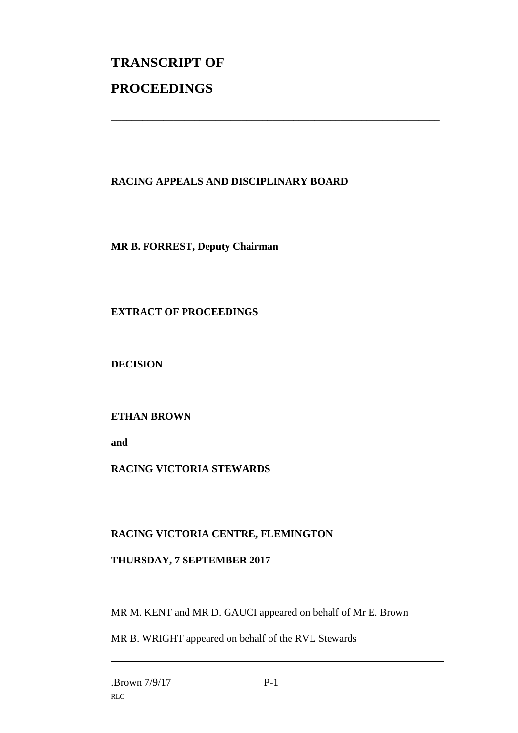# TRANSCRIPT OF PROCEEDINGS

---

**RACING APPEALS AND DISCIPLINARY BOARD**

**MR B. FORREST, Deputy Chairman**

**EXTRACT OF PROCEEDINGS**

**DECISION**

**ETHAN BROWN**

**and**

**RACING VICTORIA STEWARDS**

**RACING VICTORIA CENTRE, FLEMINGTON**

**THURSDAY, 7 SEPTEMBER 2017**

MR M. KENT and MR D. GAUCI appeared on behalf of Mr E. Brown

MR B. WRIGHT appeared on behalf of the RVL Stewards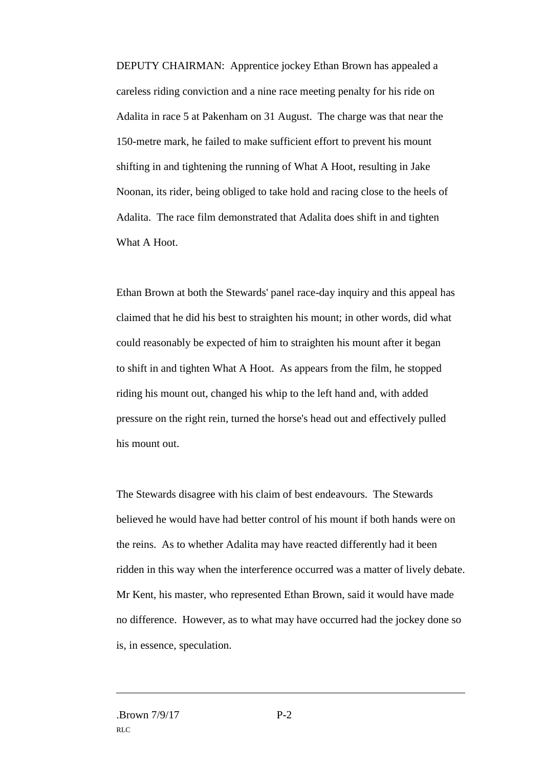DEPUTY CHAIRMAN: Apprentice jockey Ethan Brown has appealed a careless riding conviction and a nine race meeting penalty for his ride on Adalita in race 5 at Pakenham on 31 August. The charge was that near the 150-metre mark, he failed to make sufficient effort to prevent his mount shifting in and tightening the running of What A Hoot, resulting in Jake Noonan, its rider, being obliged to take hold and racing close to the heels of Adalita. The race film demonstrated that Adalita does shift in and tighten What A Hoot.

Ethan Brown at both the Stewards' panel race-day inquiry and this appeal has claimed that he did his best to straighten his mount; in other words, did what could reasonably be expected of him to straighten his mount after it began to shift in and tighten What A Hoot. As appears from the film, he stopped riding his mount out, changed his whip to the left hand and, with added pressure on the right rein, turned the horse's head out and effectively pulled his mount out.

The Stewards disagree with his claim of best endeavours. The Stewards believed he would have had better control of his mount if both hands were on the reins. As to whether Adalita may have reacted differently had it been ridden in this way when the interference occurred was a matter of lively debate. Mr Kent, his master, who represented Ethan Brown, said it would have made no difference. However, as to what may have occurred had the jockey done so is, in essence, speculation.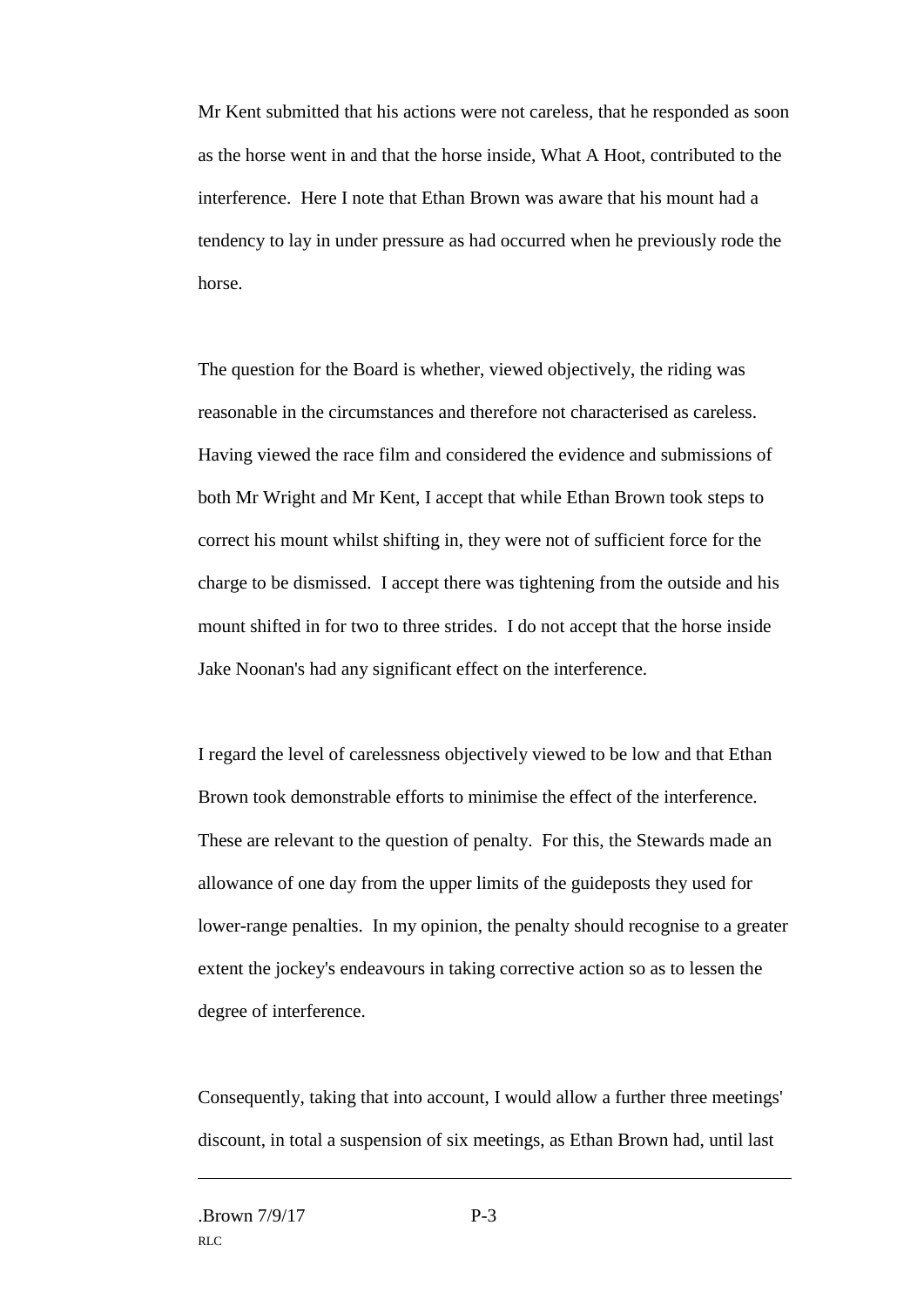Mr Kent submitted that his actions were not careless, that he responded as soon as the horse went in and that the horse inside, What A Hoot, contributed to the interference. Here I note that Ethan Brown was aware that his mount had a tendency to lay in under pressure as had occurred when he previously rode the horse.

The question for the Board is whether, viewed objectively, the riding was reasonable in the circumstances and therefore not characterised as careless. Having viewed the race film and considered the evidence and submissions of both Mr Wright and Mr Kent, I accept that while Ethan Brown took steps to correct his mount whilst shifting in, they were not of sufficient force for the charge to be dismissed. I accept there was tightening from the outside and his mount shifted in for two to three strides. I do not accept that the horse inside Jake Noonan's had any significant effect on the interference.

I regard the level of carelessness objectively viewed to be low and that Ethan Brown took demonstrable efforts to minimise the effect of the interference. These are relevant to the question of penalty. For this, the Stewards made an allowance of one day from the upper limits of the guideposts they used for lower-range penalties. In my opinion, the penalty should recognise to a greater extent the jockey's endeavours in taking corrective action so as to lessen the degree of interference.

Consequently, taking that into account, I would allow a further three meetings' discount, in total a suspension of six meetings, as Ethan Brown had, until last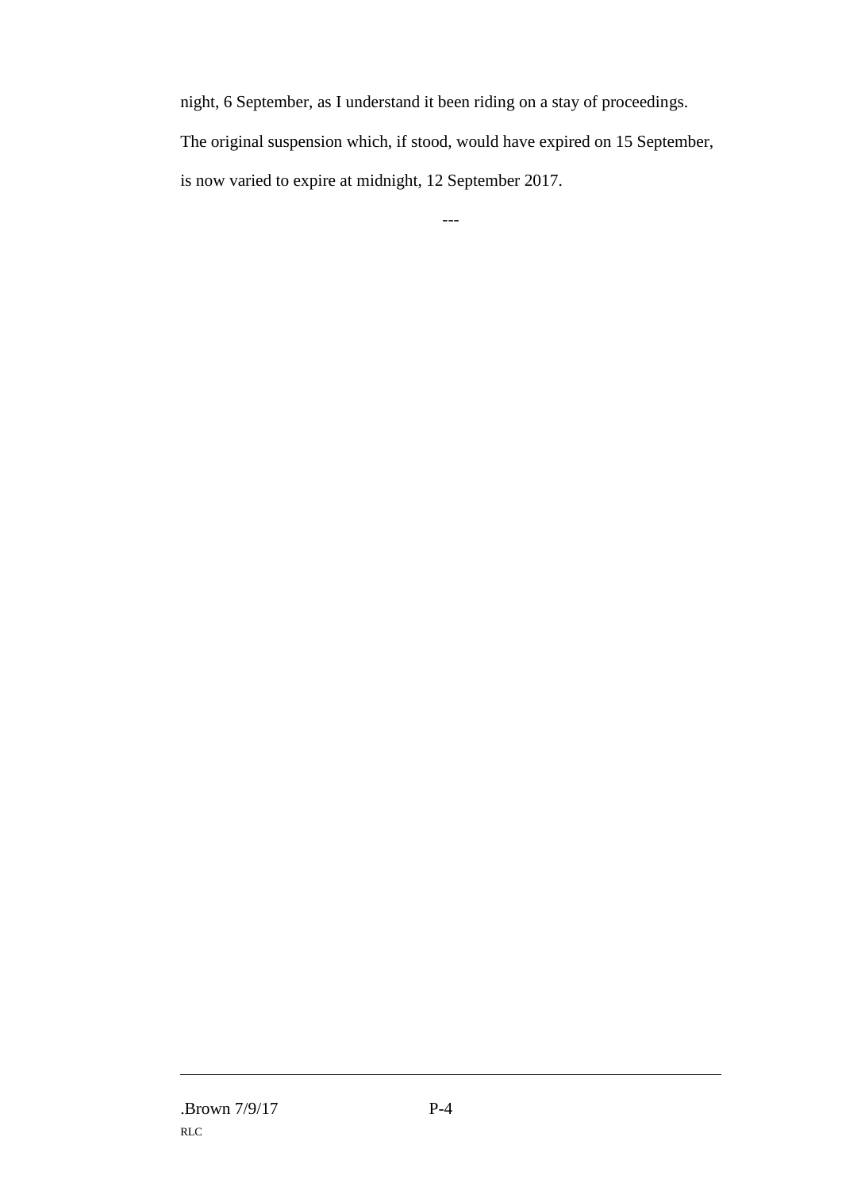night, 6 September, as I understand it been riding on a stay of proceedings. The original suspension which, if stood, would have expired on 15 September, is now varied to expire at midnight, 12 September 2017.

---